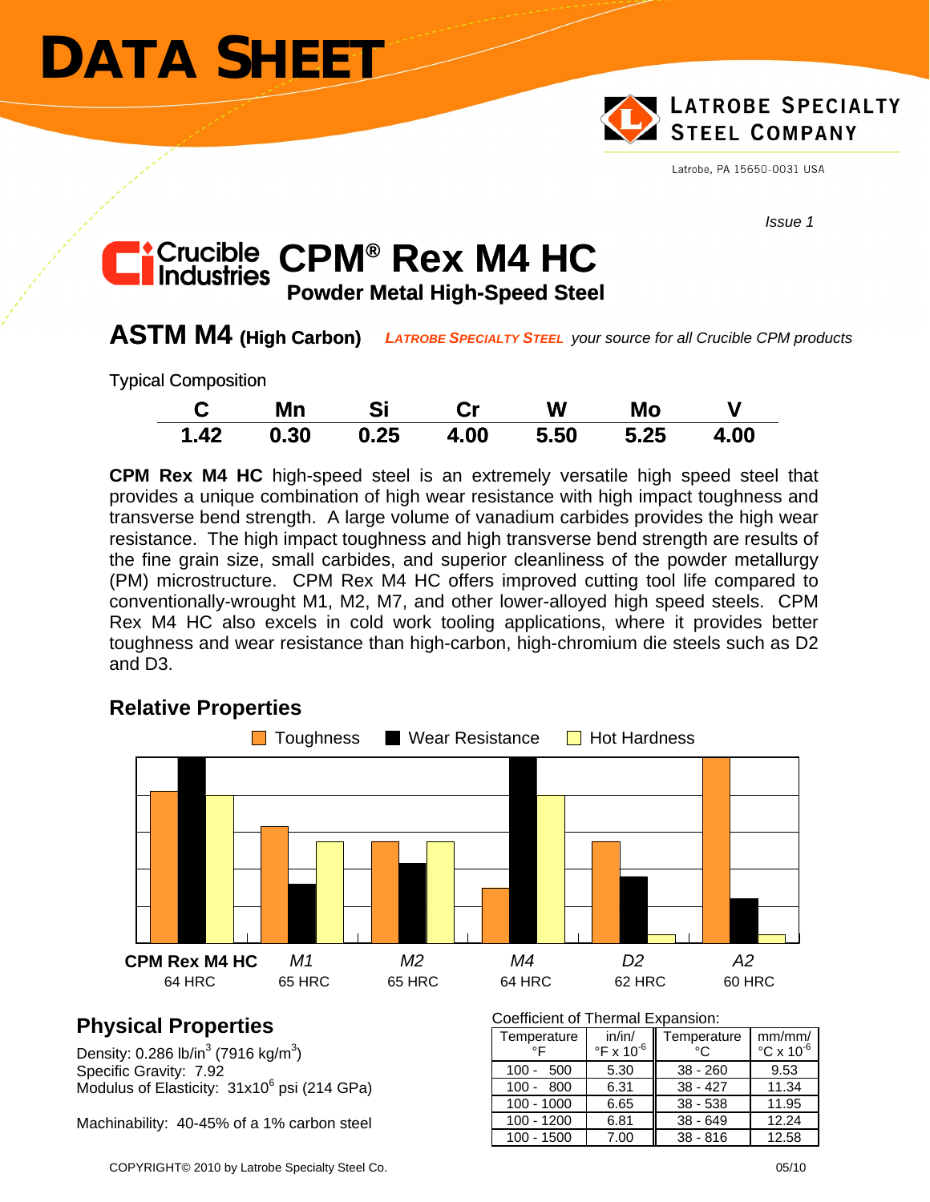# DATA SHEET

LATROBE SPECIALTY STEEL COMPANY

Latrobe, PA 15650-0031 USA

*Issue 1*

Crucible Industries

# CPM® Rex M4 HC

## Powder Metal High-Speed Steel

## ASTM M4 (High Carbon)

*LATROBE SPECIALTY STEEL your source for all Crucible CPM products*

Typical Composition

| C | Mn | Si | Cr | W | Mo | V |
|---|---|---|---|---|---|---|
| 1.42 | 0.30 | 0.25 | 4.00 | 5.50 | 5.25 | 4.00 |

**CPM Rex M4 HC** high-speed steel is an extremely versatile high speed steel that provides a unique combination of high wear resistance with high impact toughness and transverse bend strength. A large volume of vanadium carbides provides the high wear resistance. The high impact toughness and high transverse bend strength are results of the fine grain size, small carbides, and superior cleanliness of the powder metallurgy (PM) microstructure. CPM Rex M4 HC offers improved cutting tool life compared to conventionally-wrought M1, M2, M7, and other lower-alloyed high speed steels. CPM Rex M4 HC also excels in cold work tooling applications, where it provides better toughness and wear resistance than high-carbon, high-chromium die steels such as D2 and D3.

## Relative Properties

Toughness | Wear Resistance | Hot Hardness

| **CPM Rex M4 HC** | *M1* | *M2* | *M4* | *D2* | *A2* |
|---|---|---|---|---|---|
| 64 HRC | 65 HRC | 65 HRC | 64 HRC | 62 HRC | 60 HRC |

## Physical Properties

Density: 0.286 lb/in$^3$ (7916 kg/m$^3$)
Specific Gravity: 7.92
Modulus of Elasticity: 31x10$^6$ psi (214 GPa)

Machinability: 40-45% of a 1% carbon steel

Coefficient of Thermal Expansion:

| Temperature °F | in/in/ °F x 10$^{-6}$ | Temperature °C | mm/mm/ °C x 10$^{-6}$ |
|---|---|---|---|
| 100 - 500 | 5.30 | 38 - 260 | 9.53 |
| 100 - 800 | 6.31 | 38 - 427 | 11.34 |
| 100 - 1000 | 6.65 | 38 - 538 | 11.95 |
| 100 - 1200 | 6.81 | 38 - 649 | 12.24 |
| 100 - 1500 | 7.00 | 38 - 816 | 12.58 |

COPYRIGHT© 2010 by Latrobe Specialty Steel Co. 05/10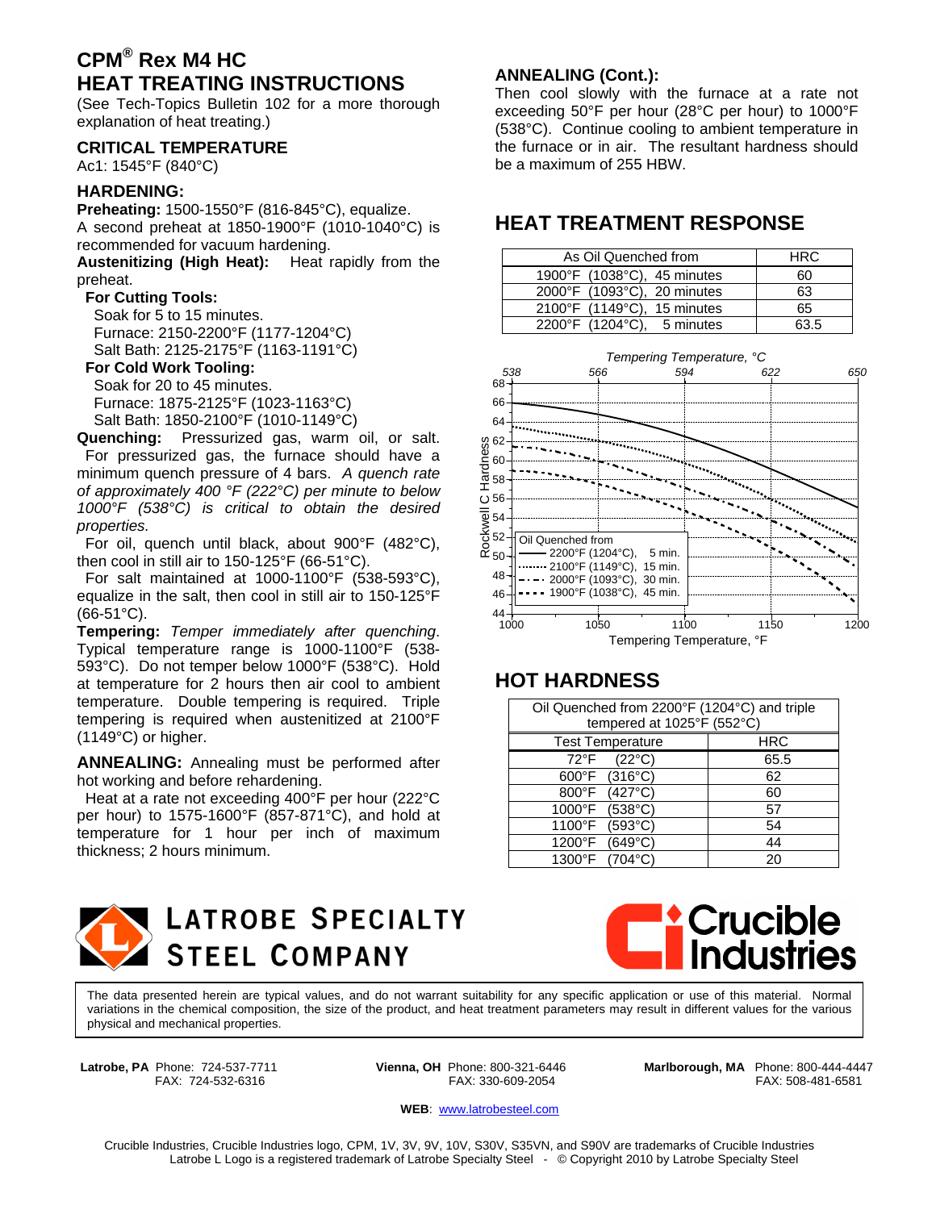# CPM® Rex M4 HC HEAT TREATING INSTRUCTIONS

(See Tech-Topics Bulletin 102 for a more thorough explanation of heat treating.)

## CRITICAL TEMPERATURE

Ac1: 1545°F (840°C)

## HARDENING:

**Preheating:** 1500-1550°F (816-845°C), equalize.
A second preheat at 1850-1900°F (1010-1040°C) is recommended for vacuum hardening.

**Austenitizing (High Heat):** Heat rapidly from the preheat.

**For Cutting Tools:**
Soak for 5 to 15 minutes.
Furnace: 2150-2200°F (1177-1204°C)
Salt Bath: 2125-2175°F (1163-1191°C)

**For Cold Work Tooling:**
Soak for 20 to 45 minutes.
Furnace: 1875-2125°F (1023-1163°C)
Salt Bath: 1850-2100°F (1010-1149°C)

**Quenching:** Pressurized gas, warm oil, or salt. For pressurized gas, the furnace should have a minimum quench pressure of 4 bars. *A quench rate of approximately 400 °F (222°C) per minute to below 1000°F (538°C) is critical to obtain the desired properties.*

For oil, quench until black, about 900°F (482°C), then cool in still air to 150-125°F (66-51°C).

For salt maintained at 1000-1100°F (538-593°C), equalize in the salt, then cool in still air to 150-125°F (66-51°C).

**Tempering:** *Temper immediately after quenching*. Typical temperature range is 1000-1100°F (538-593°C). Do not temper below 1000°F (538°C). Hold at temperature for 2 hours then air cool to ambient temperature. Double tempering is required. Triple tempering is required when austenitized at 2100°F (1149°C) or higher.

**ANNEALING:** Annealing must be performed after hot working and before rehardening.

Heat at a rate not exceeding 400°F per hour (222°C per hour) to 1575-1600°F (857-871°C), and hold at temperature for 1 hour per inch of maximum thickness; 2 hours minimum.

**ANNEALING (Cont.):**
Then cool slowly with the furnace at a rate not exceeding 50°F per hour (28°C per hour) to 1000°F (538°C). Continue cooling to ambient temperature in the furnace or in air. The resultant hardness should be a maximum of 255 HBW.

## HEAT TREATMENT RESPONSE

| As Oil Quenched from | HRC |
|---|---|
| 1900°F (1038°C), 45 minutes | 60 |
| 2000°F (1093°C), 20 minutes | 63 |
| 2100°F (1149°C), 15 minutes | 65 |
| 2200°F (1204°C), 5 minutes | 63.5 |

Tempering Temperature, °C
538 566 594 622 650
Rockwell C Hardness
68 66 64 62 60 58 56 54 52 50 48 46 44
Oil Quenched from
2200°F (1204°C), 5 min.
2100°F (1149°C), 15 min.
2000°F (1093°C), 30 min.
1900°F (1038°C), 45 min.
1000 1050 1100 1150 1200
Tempering Temperature, °F

## HOT HARDNESS

| Oil Quenched from 2200°F (1204°C) and triple tempered at 1025°F (552°C) | |
|---|---|
| Test Temperature | HRC |
| 72°F (22°C) | 65.5 |
| 600°F (316°C) | 62 |
| 800°F (427°C) | 60 |
| 1000°F (538°C) | 57 |
| 1100°F (593°C) | 54 |
| 1200°F (649°C) | 44 |
| 1300°F (704°C) | 20 |

LATROBE SPECIALTY STEEL COMPANY

Crucible Industries

The data presented herein are typical values, and do not warrant suitability for any specific application or use of this material. Normal variations in the chemical composition, the size of the product, and heat treatment parameters may result in different values for the various physical and mechanical properties.

**Latrobe, PA** Phone: 724-537-7711 FAX: 724-532-6316

**Vienna, OH** Phone: 800-321-6446 FAX: 330-609-2054

**Marlborough, MA** Phone: 800-444-4447 FAX: 508-481-6581

**WEB**: www.latrobesteel.com

Crucible Industries, Crucible Industries logo, CPM, 1V, 3V, 9V, 10V, S30V, S35VN, and S90V are trademarks of Crucible Industries
Latrobe L Logo is a registered trademark of Latrobe Specialty Steel - © Copyright 2010 by Latrobe Specialty Steel